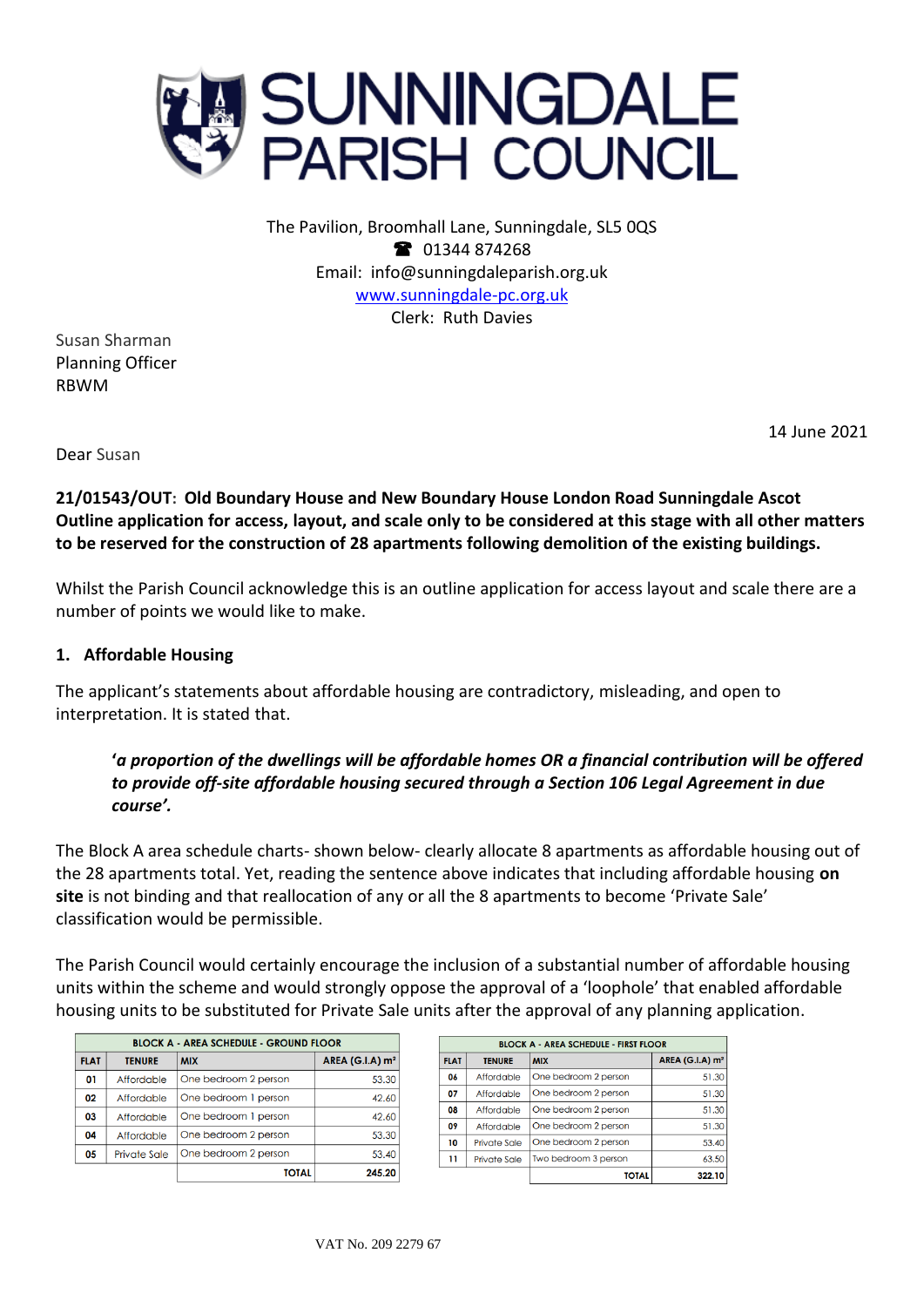# SUNNINGDALE PARISH COUNCIL

The Pavilion, Broomhall Lane, Sunningdale, SL5 0QS
☎ 01344 874268
Email: info@sunningdaleparish.org.uk
www.sunningdale-pc.org.uk
Clerk: Ruth Davies

Susan Sharman
Planning Officer
RBWM

14 June 2021

Dear Susan

**21/01543/OUT: Old Boundary House and New Boundary House London Road Sunningdale Ascot Outline application for access, layout, and scale only to be considered at this stage with all other matters to be reserved for the construction of 28 apartments following demolition of the existing buildings.**

Whilst the Parish Council acknowledge this is an outline application for access layout and scale there are a number of points we would like to make.

## 1. Affordable Housing

The applicant's statements about affordable housing are contradictory, misleading, and open to interpretation. It is stated that.

> ***'a proportion of the dwellings will be affordable homes OR a financial contribution will be offered to provide off-site affordable housing secured through a Section 106 Legal Agreement in due course'.***

The Block A area schedule charts- shown below- clearly allocate 8 apartments as affordable housing out of the 28 apartments total. Yet, reading the sentence above indicates that including affordable housing **on site** is not binding and that reallocation of any or all the 8 apartments to become 'Private Sale' classification would be permissible.

The Parish Council would certainly encourage the inclusion of a substantial number of affordable housing units within the scheme and would strongly oppose the approval of a 'loophole' that enabled affordable housing units to be substituted for Private Sale units after the approval of any planning application.

| BLOCK A - AREA SCHEDULE - GROUND FLOOR | | | |
|---|---|---|---|
| FLAT | TENURE | MIX | AREA (G.I.A) m² |
| 01 | Affordable | One bedroom 2 person | 53.30 |
| 02 | Affordable | One bedroom 1 person | 42.60 |
| 03 | Affordable | One bedroom 1 person | 42.60 |
| 04 | Affordable | One bedroom 2 person | 53.30 |
| 05 | Private Sale | One bedroom 2 person | 53.40 |
| | | TOTAL | 245.20 |

| BLOCK A - AREA SCHEDULE - FIRST FLOOR | | | |
|---|---|---|---|
| FLAT | TENURE | MIX | AREA (G.I.A) m² |
| 06 | Affordable | One bedroom 2 person | 51.30 |
| 07 | Affordable | One bedroom 2 person | 51.30 |
| 08 | Affordable | One bedroom 2 person | 51.30 |
| 09 | Affordable | One bedroom 2 person | 51.30 |
| 10 | Private Sale | One bedroom 2 person | 53.40 |
| 11 | Private Sale | Two bedroom 3 person | 63.50 |
| | | TOTAL | 322.10 |

VAT No. 209 2279 67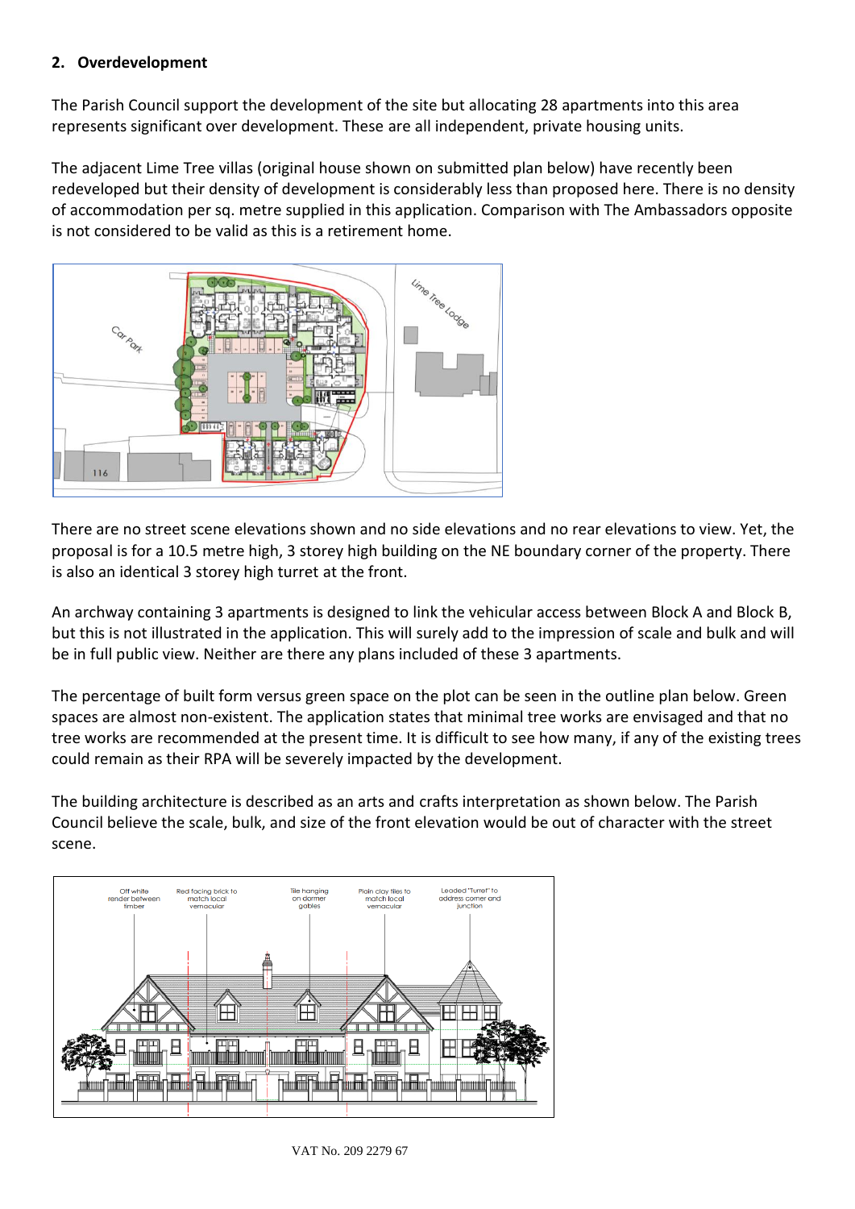## 2. Overdevelopment

The Parish Council support the development of the site but allocating 28 apartments into this area represents significant over development. These are all independent, private housing units.

The adjacent Lime Tree villas (original house shown on submitted plan below) have recently been redeveloped but their density of development is considerably less than proposed here. There is no density of accommodation per sq. metre supplied in this application. Comparison with The Ambassadors opposite is not considered to be valid as this is a retirement home.

There are no street scene elevations shown and no side elevations and no rear elevations to view. Yet, the proposal is for a 10.5 metre high, 3 storey high building on the NE boundary corner of the property. There is also an identical 3 storey high turret at the front.

An archway containing 3 apartments is designed to link the vehicular access between Block A and Block B, but this is not illustrated in the application. This will surely add to the impression of scale and bulk and will be in full public view. Neither are there any plans included of these 3 apartments.

The percentage of built form versus green space on the plot can be seen in the outline plan below. Green spaces are almost non-existent. The application states that minimal tree works are envisaged and that no tree works are recommended at the present time. It is difficult to see how many, if any of the existing trees could remain as their RPA will be severely impacted by the development.

The building architecture is described as an arts and crafts interpretation as shown below. The Parish Council believe the scale, bulk, and size of the front elevation would be out of character with the street scene.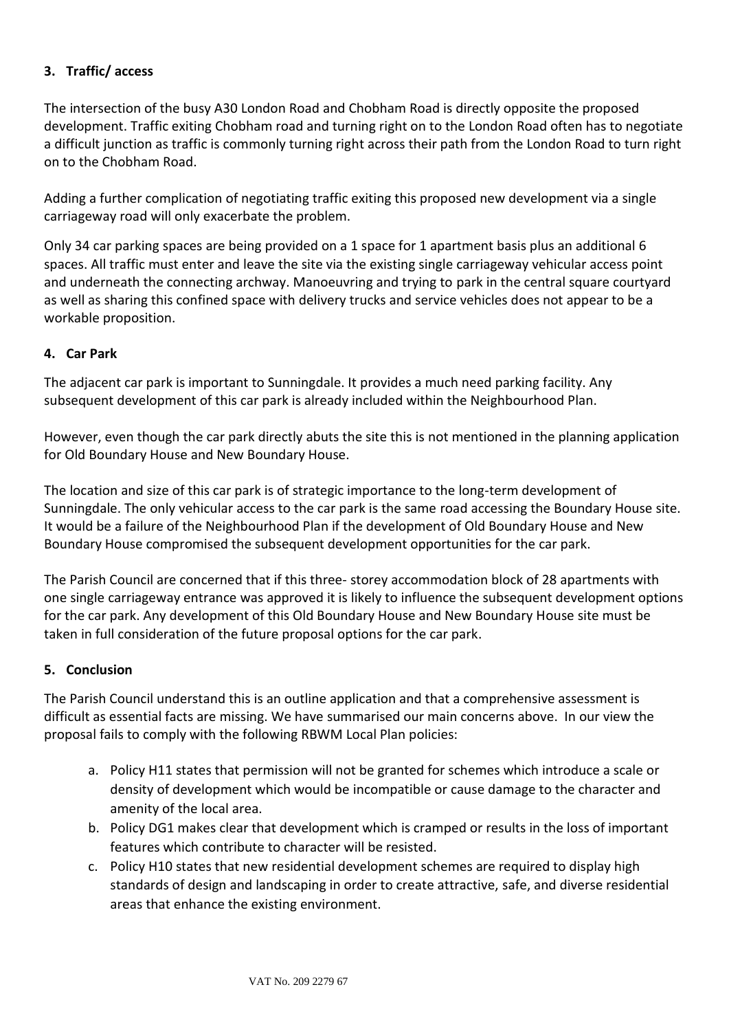### 3. Traffic/ access

The intersection of the busy A30 London Road and Chobham Road is directly opposite the proposed development. Traffic exiting Chobham road and turning right on to the London Road often has to negotiate a difficult junction as traffic is commonly turning right across their path from the London Road to turn right on to the Chobham Road.

Adding a further complication of negotiating traffic exiting this proposed new development via a single carriageway road will only exacerbate the problem.

Only 34 car parking spaces are being provided on a 1 space for 1 apartment basis plus an additional 6 spaces. All traffic must enter and leave the site via the existing single carriageway vehicular access point and underneath the connecting archway. Manoeuvring and trying to park in the central square courtyard as well as sharing this confined space with delivery trucks and service vehicles does not appear to be a workable proposition.

### 4. Car Park

The adjacent car park is important to Sunningdale. It provides a much need parking facility. Any subsequent development of this car park is already included within the Neighbourhood Plan.

However, even though the car park directly abuts the site this is not mentioned in the planning application for Old Boundary House and New Boundary House.

The location and size of this car park is of strategic importance to the long-term development of Sunningdale. The only vehicular access to the car park is the same road accessing the Boundary House site. It would be a failure of the Neighbourhood Plan if the development of Old Boundary House and New Boundary House compromised the subsequent development opportunities for the car park.

The Parish Council are concerned that if this three- storey accommodation block of 28 apartments with one single carriageway entrance was approved it is likely to influence the subsequent development options for the car park. Any development of this Old Boundary House and New Boundary House site must be taken in full consideration of the future proposal options for the car park.

### 5. Conclusion

The Parish Council understand this is an outline application and that a comprehensive assessment is difficult as essential facts are missing. We have summarised our main concerns above. In our view the proposal fails to comply with the following RBWM Local Plan policies:

a. Policy H11 states that permission will not be granted for schemes which introduce a scale or density of development which would be incompatible or cause damage to the character and amenity of the local area.
b. Policy DG1 makes clear that development which is cramped or results in the loss of important features which contribute to character will be resisted.
c. Policy H10 states that new residential development schemes are required to display high standards of design and landscaping in order to create attractive, safe, and diverse residential areas that enhance the existing environment.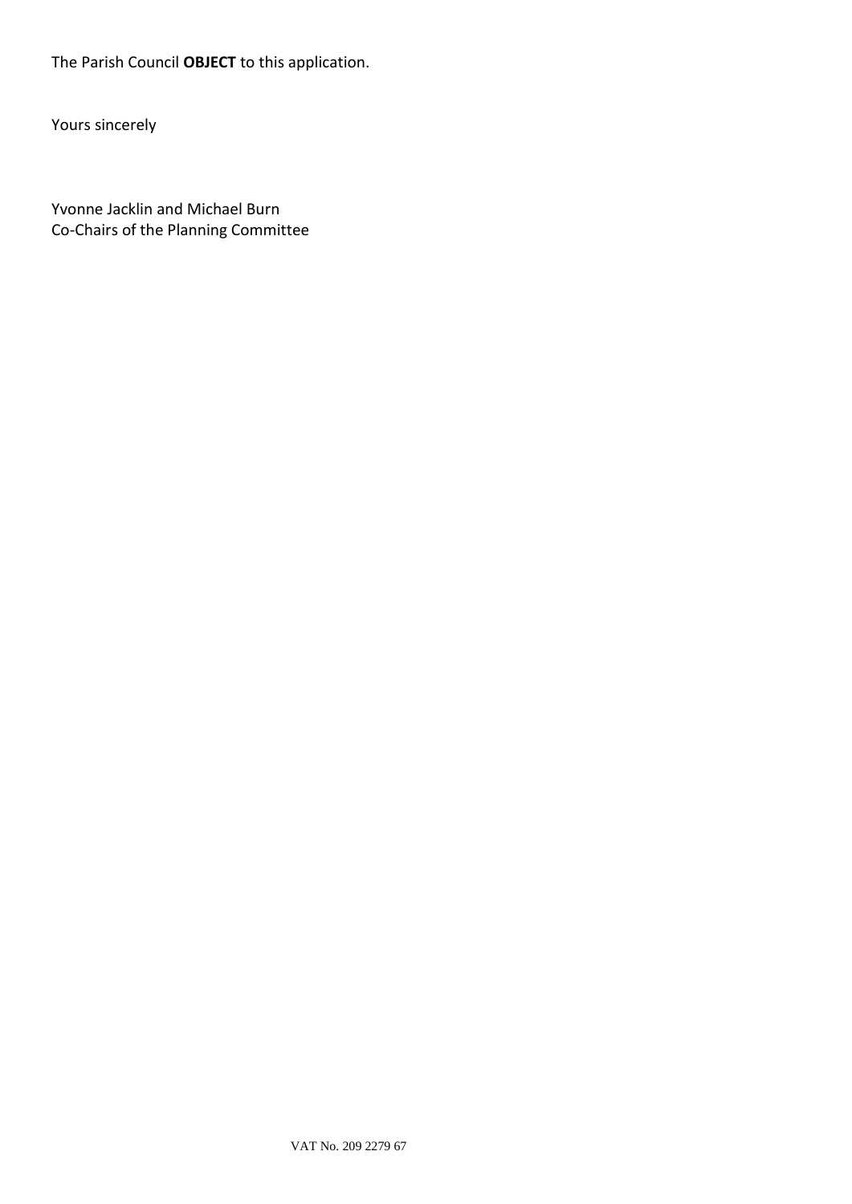The Parish Council **OBJECT** to this application.

Yours sincerely

Yvonne Jacklin and Michael Burn
Co-Chairs of the Planning Committee

VAT No. 209 2279 67